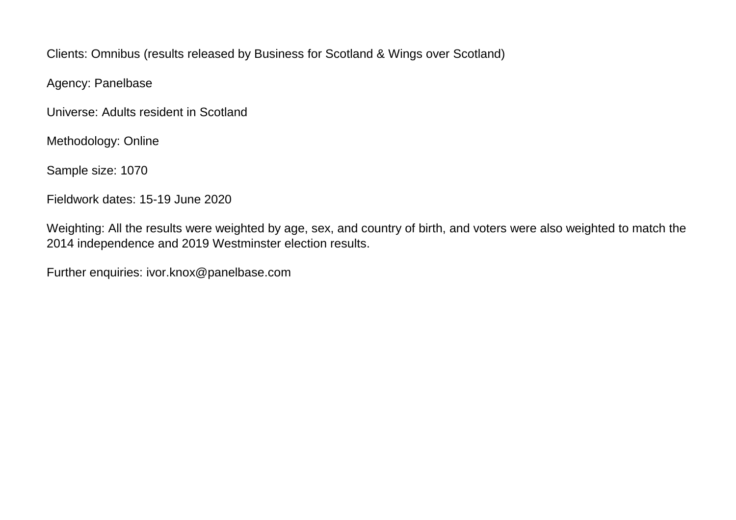Clients: Omnibus (results released by Business for Scotland & Wings over Scotland)

Agency: Panelbase

Universe: Adults resident in Scotland

Methodology: Online

Sample size: 1070

Fieldwork dates: 15-19 June 2020

Weighting: All the results were weighted by age, sex, and country of birth, and voters were also weighted to match the 2014 independence and 2019 Westminster election results.

Further enquiries: ivor.knox@panelbase.com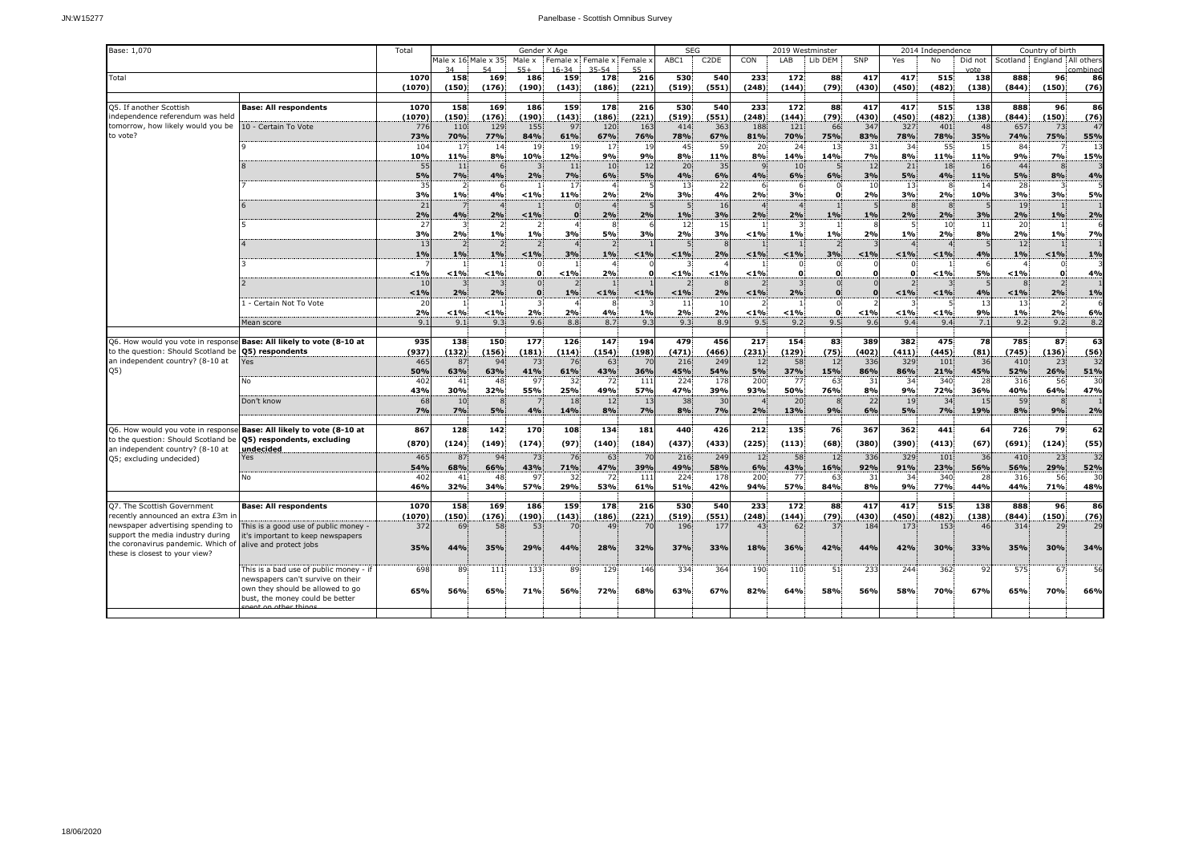Base: 1,070

| | | Total | Gender X Age | | | | | | SEG | | 2019 Westminster | | | | 2014 Independence | | | Country of birth | | |
|---|---|---|---|---|---|---|---|---|---|---|---|---|---|---|---|---|---|---|---|---|
| | | | Male x 16-34 | Male x 35-54 | Male x 55+ | Female x 16-34 | Female x 35-54 | Female x 55 | ABC1 | C2DE | CON | LAB | Lib DEM | SNP | Yes | No | Did not vote | Scotland | England | All others combined |
| Total | | 1070 | 158 | 169 | 186 | 159 | 178 | 216 | 530 | 540 | 233 | 172 | 88 | 417 | 417 | 515 | 138 | 888 | 96 | 86 |
| | | (1070) | (150) | (176) | (190) | (143) | (186) | (221) | (519) | (551) | (248) | (144) | (79) | (430) | (450) | (482) | (138) | (844) | (150) | (76) |
| Q5. If another Scottish independence referendum was held tomorrow, how likely would you be to vote? | **Base: All respondents** | 1070 | 158 | 169 | 186 | 159 | 178 | 216 | 530 | 540 | 233 | 172 | 88 | 417 | 417 | 515 | 138 | 888 | 96 | 86 |
| | | (1070) | (150) | (176) | (190) | (143) | (186) | (221) | (519) | (551) | (248) | (144) | (79) | (430) | (450) | (482) | (138) | (844) | (150) | (76) |
| | 10 - Certain To Vote | 776 | 110 | 129 | 155 | 97 | 120 | 163 | 414 | 363 | 188 | 121 | 66 | 347 | 327 | 401 | 48 | 657 | 73 | 47 |
| | | 73% | 70% | 77% | 84% | 61% | 67% | 76% | 78% | 67% | 81% | 70% | 75% | 83% | 78% | 78% | 35% | 74% | 75% | 55% |
| | 9 | 104 | 17 | 14 | 19 | 19 | 17 | 19 | 45 | 59 | 20 | 24 | 13 | 31 | 34 | 55 | 15 | 84 | 7 | 13 |
| | | 10% | 11% | 8% | 10% | 12% | 9% | 9% | 8% | 11% | 8% | 14% | 14% | 7% | 8% | 11% | 11% | 9% | 7% | 15% |
| | 8 | 55 | 11 | 6 | 3 | 11 | 10 | 12 | 20 | 35 | 9 | 10 | 5 | 12 | 21 | 18 | 16 | 44 | 8 | 3 |
| | | 5% | 7% | 4% | 2% | 7% | 6% | 5% | 4% | 6% | 4% | 6% | 6% | 3% | 5% | 4% | 11% | 5% | 8% | 4% |
| | 7 | 35 | 2 | 6 | 1 | 17 | 4 | 5 | 13 | 22 | 6 | 6 | 0 | 10 | 13 | 8 | 14 | 28 | 3 | 5 |
| | | 3% | 1% | 4% | <1% | 11% | 2% | 2% | 3% | 4% | 2% | 3% | 0 | 2% | 3% | 2% | 10% | 3% | 3% | 5% |
| | 6 | 21 | 7 | 4 | 1 | 0 | 4 | 5 | 5 | 16 | 4 | 4 | 1 | 5 | 8 | 8 | 5 | 19 | 1 | 1 |
| | | 2% | 4% | 2% | <1% | 0 | 2% | 2% | 1% | 3% | 2% | 2% | 1% | 1% | 2% | 2% | 3% | 2% | 1% | 2% |
| | 5 | 27 | 3 | 2 | 2 | 4 | 8 | 6 | 12 | 15 | 1 | 3 | 1 | 8 | 5 | 10 | 11 | 20 | 1 | 6 |
| | | 3% | 2% | 1% | 1% | 3% | 5% | 3% | 2% | 3% | <1% | 1% | 1% | 2% | 1% | 2% | 8% | 2% | 1% | 7% |
| | 4 | 13 | 2 | 2 | 2 | 4 | 2 | 1 | 5 | 8 | 1 | 1 | 2 | 3 | 4 | 4 | 5 | 12 | 1 | 1 |
| | | 1% | 1% | 1% | <1% | 3% | 1% | <1% | <1% | 2% | <1% | <1% | 3% | <1% | <1% | <1% | 4% | 1% | <1% | 1% |
| | 3 | 7 | 1 | 1 | 0 | 1 | 4 | 0 | 3 | 4 | 1 | 0 | 0 | 0 | 0 | 1 | 6 | 4 | 0 | 3 |
| | | <1% | <1% | <1% | 0 | <1% | 2% | 0 | <1% | <1% | <1% | 0 | 0 | 0 | 0 | <1% | 5% | <1% | 0 | 4% |
| | 2 | 10 | 3 | 3 | 0 | 2 | 1 | 1 | 2 | 8 | 2 | 3 | 0 | 0 | 2 | 3 | 5 | 8 | 2 | 1 |
| | | <1% | 2% | 2% | 0 | 1% | <1% | <1% | <1% | 2% | <1% | 2% | 0 | 0 | <1% | <1% | 4% | <1% | 2% | 1% |
| | 1 - Certain Not To Vote | 20 | 1 | 1 | 3 | 4 | 8 | 3 | 11 | 10 | 1 | 1 | 0 | 1 | 3 | 5 | 13 | 13 | 2 | 5 |
| | | 2% | <1% | <1% | 2% | 2% | 4% | 1% | 2% | 2% | <1% | <1% | 0 | <1% | <1% | <1% | 9% | 1% | 2% | 6% |
| | Mean score | 9.1 | 9.1 | 9.3 | 9.6 | 8.8 | 8.7 | 9.3 | 9.3 | 8.9 | 9.5 | 9.2 | 9.5 | 9.6 | 9.4 | 9.4 | 7.1 | 9.2 | 9.2 | 8.2 |
| Q6. How would you vote in response to the question: Should Scotland be an independent country? (8-10 at Q5) | **Base: All likely to vote (8-10 at Q5) respondents** | 935 | 138 | 150 | 177 | 126 | 147 | 194 | 479 | 456 | 217 | 154 | 83 | 389 | 382 | 475 | 78 | 785 | 87 | 63 |
| | | (937) | (132) | (156) | (181) | (114) | (154) | (198) | (471) | (466) | (231) | (129) | (75) | (402) | (411) | (445) | (81) | (745) | (136) | (56) |
| | Yes | 465 | 87 | 94 | 73 | 76 | 63 | 70 | 216 | 249 | 12 | 58 | 12 | 336 | 329 | 101 | 36 | 410 | 23 | 32 |
| | | 50% | 63% | 63% | 41% | 61% | 43% | 36% | 45% | 54% | 5% | 37% | 15% | 86% | 86% | 21% | 45% | 52% | 26% | 51% |
| | No | 402 | 41 | 48 | 97 | 32 | 72 | 111 | 224 | 178 | 200 | 77 | 63 | 31 | 34 | 340 | 28 | 316 | 56 | 30 |
| | | 43% | 30% | 32% | 55% | 25% | 49% | 57% | 47% | 39% | 93% | 50% | 76% | 8% | 9% | 72% | 36% | 40% | 64% | 47% |
| | Don't know | 68 | 10 | 8 | 7 | 18 | 12 | 13 | 38 | 30 | 4 | 20 | 8 | 22 | 19 | 34 | 15 | 59 | 8 | 1 |
| | | 7% | 7% | 5% | 4% | 14% | 8% | 7% | 8% | 7% | 2% | 13% | 9% | 6% | 5% | 7% | 19% | 8% | 9% | 2% |
| Q6. How would you vote in response to the question: Should Scotland be an independent country? (8-10 at Q5; excluding undecided) | **Base: All likely to vote (8-10 at Q5) respondents, excluding undecided** | 867 | 128 | 142 | 170 | 108 | 134 | 181 | 440 | 426 | 212 | 135 | 76 | 367 | 362 | 441 | 64 | 726 | 79 | 62 |
| | | (870) | (124) | (149) | (174) | (97) | (140) | (184) | (437) | (433) | (225) | (113) | (68) | (380) | (390) | (413) | (67) | (691) | (124) | (55) |
| | Yes | 465 | 87 | 94 | 73 | 76 | 63 | 70 | 216 | 249 | 12 | 58 | 12 | 336 | 329 | 101 | 36 | 410 | 23 | 32 |
| | | 54% | 68% | 66% | 43% | 71% | 47% | 39% | 49% | 58% | 6% | 43% | 16% | 92% | 91% | 23% | 56% | 56% | 29% | 52% |
| | No | 402 | 41 | 48 | 97 | 32 | 72 | 111 | 224 | 178 | 200 | 77 | 63 | 31 | 34 | 340 | 28 | 316 | 56 | 30 |
| | | 46% | 32% | 34% | 57% | 29% | 53% | 61% | 51% | 42% | 94% | 57% | 84% | 8% | 9% | 77% | 44% | 44% | 71% | 48% |
| Q7. The Scottish Government recently announced an extra £3m in newspaper advertising spending to support the media industry during the coronavirus pandemic. Which of these is closest to your view? | **Base: All respondents** | 1070 | 158 | 169 | 186 | 159 | 178 | 216 | 530 | 540 | 233 | 172 | 88 | 417 | 417 | 515 | 138 | 888 | 96 | 86 |
| | | (1070) | (150) | (176) | (190) | (143) | (186) | (221) | (519) | (551) | (248) | (144) | (79) | (430) | (450) | (482) | (138) | (844) | (150) | (76) |
| | This is a good use of public money - it's important to keep newspapers alive and protect jobs | 372 | 69 | 58 | 53 | 70 | 49 | 70 | 196 | 177 | 43 | 62 | 37 | 184 | 173 | 153 | 46 | 314 | 29 | 29 |
| | | 35% | 44% | 35% | 29% | 44% | 28% | 32% | 37% | 33% | 18% | 36% | 42% | 44% | 42% | 30% | 33% | 35% | 30% | 34% |
| | This is a bad use of public money - if newspapers can't survive on their own they should be allowed to go bust, the money could be better spent on other things | 698 | 89 | 111 | 133 | 89 | 129 | 146 | 334 | 364 | 190 | 110 | 51 | 233 | 244 | 362 | 92 | 575 | 67 | 56 |
| | | 65% | 56% | 65% | 71% | 56% | 72% | 68% | 63% | 67% | 82% | 64% | 58% | 56% | 58% | 70% | 67% | 65% | 70% | 66% |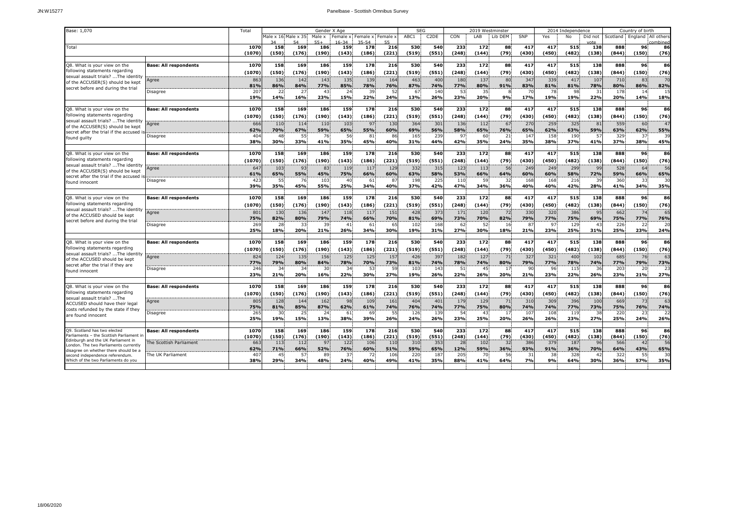JN:W15277

Panelbase - Scottish Omnibus Survey

| Base: 1,070 | | Total | Gender X Age | | | | | | SEG | | 2019 Westminster | | | | 2014 Independence | | | Country of birth | | |
|---|---|---|---|---|---|---|---|---|---|---|---|---|---|---|---|---|---|---|---|---|
| | | | Male x 16-34 | Male x 35-54 | Male x 55+ | Female x 16-34 | Female x 35-54 | Female x 55 | ABC1 | C2DE | CON | LAB | Lib DEM | SNP | Yes | No | Did not vote | Scotland | England | All others combined |
| Total | | 1070 | 158 | 169 | 186 | 159 | 178 | 216 | 530 | 540 | 233 | 172 | 88 | 417 | 417 | 515 | 138 | 888 | 96 | 86 |
| | | (1070) | (150) | (176) | (190) | (143) | (186) | (221) | (519) | (551) | (248) | (144) | (79) | (430) | (450) | (482) | (138) | (844) | (150) | (76) |
| Q8. What is your view on the following statements regarding sexual assault trials? ...The identity of the ACCUSER(S) should be kept secret before and during the trial | Base: All respondents | 1070 | 158 | 169 | 186 | 159 | 178 | 216 | 530 | 540 | 233 | 172 | 88 | 417 | 417 | 515 | 138 | 888 | 96 | 86 |
| | | (1070) | (150) | (176) | (190) | (143) | (186) | (221) | (519) | (551) | (248) | (144) | (79) | (430) | (450) | (482) | (138) | (844) | (150) | (76) |
| | Agree | 863 | 136 | 142 | 143 | 135 | 139 | 164 | 463 | 400 | 180 | 137 | 80 | 347 | 339 | 417 | 107 | 710 | 83 | 70 |
| | | 81% | 86% | 84% | 77% | 85% | 78% | 76% | 87% | 74% | 77% | 80% | 91% | 83% | 81% | 81% | 78% | 80% | 86% | 82% |
| | Disagree | 207 | 22 | 27 | 43 | 24 | 39 | 52 | 67 | 140 | 53 | 35 | 8 | 70 | 78 | 98 | 31 | 178 | 14 | 15 |
| | | 19% | 14% | 16% | 23% | 15% | 22% | 24% | 13% | 26% | 23% | 20% | 9% | 17% | 19% | 19% | 22% | 20% | 14% | 18% |
| Q8. What is your view on the following statements regarding sexual assault trials? ...The identity of the ACCUSER(S) should be kept secret after the trial if the accused is found guilty | Base: All respondents | 1070 | 158 | 169 | 186 | 159 | 178 | 216 | 530 | 540 | 233 | 172 | 88 | 417 | 417 | 515 | 138 | 888 | 96 | 86 |
| | | (1070) | (150) | (176) | (190) | (143) | (186) | (221) | (519) | (551) | (248) | (144) | (79) | (430) | (450) | (482) | (138) | (844) | (150) | (76) |
| | Agree | 666 | 110 | 114 | 110 | 103 | 97 | 130 | 364 | 301 | 136 | 112 | 67 | 270 | 259 | 325 | 81 | 559 | 60 | 47 |
| | | 62% | 70% | 67% | 59% | 65% | 55% | 60% | 69% | 56% | 58% | 65% | 76% | 65% | 62% | 63% | 59% | 63% | 62% | 55% |
| | Disagree | 404 | 48 | 55 | 76 | 56 | 81 | 86 | 165 | 239 | 97 | 60 | 21 | 147 | 158 | 190 | 57 | 329 | 37 | 39 |
| | | 38% | 30% | 33% | 41% | 35% | 45% | 40% | 31% | 44% | 42% | 35% | 24% | 35% | 38% | 37% | 41% | 37% | 38% | 45% |
| Q8. What is your view on the following statements regarding sexual assault trials? ...The identity of the ACCUSER(S) should be kept secret after the trial if the accused is found innocent | Base: All respondents | 1070 | 158 | 169 | 186 | 159 | 178 | 216 | 530 | 540 | 233 | 172 | 88 | 417 | 417 | 515 | 138 | 888 | 96 | 86 |
| | | (1070) | (150) | (176) | (190) | (143) | (186) | (221) | (519) | (551) | (248) | (144) | (79) | (430) | (450) | (482) | (138) | (844) | (150) | (76) |
| | Agree | 647 | 103 | 93 | 83 | 119 | 117 | 129 | 332 | 315 | 123 | 113 | 56 | 249 | 249 | 299 | 99 | 528 | 64 | 56 |
| | | 61% | 65% | 55% | 45% | 75% | 66% | 60% | 63% | 58% | 53% | 66% | 64% | 60% | 60% | 58% | 72% | 59% | 66% | 65% |
| | Disagree | 423 | 55 | 76 | 103 | 40 | 61 | 87 | 198 | 225 | 110 | 59 | 32 | 168 | 168 | 216 | 39 | 360 | 33 | 30 |
| | | 39% | 35% | 45% | 55% | 25% | 34% | 40% | 37% | 42% | 47% | 34% | 36% | 40% | 40% | 42% | 28% | 41% | 34% | 35% |
| Q8. What is your view on the following statements regarding sexual assault trials? ...The identity of the ACCUSED should be kept secret before and during the trial | Base: All respondents | 1070 | 158 | 169 | 186 | 159 | 178 | 216 | 530 | 540 | 233 | 172 | 88 | 417 | 417 | 515 | 138 | 888 | 96 | 86 |
| | | (1070) | (150) | (176) | (190) | (143) | (186) | (221) | (519) | (551) | (248) | (144) | (79) | (430) | (450) | (482) | (138) | (844) | (150) | (76) |
| | Agree | 801 | 130 | 136 | 147 | 118 | 117 | 151 | 428 | 373 | 171 | 120 | 72 | 330 | 320 | 386 | 95 | 662 | 74 | 65 |
| | | 75% | 82% | 80% | 79% | 74% | 66% | 70% | 81% | 69% | 73% | 70% | 82% | 79% | 77% | 75% | 69% | 75% | 77% | 76% |
| | Disagree | 269 | 28 | 33 | 39 | 41 | 61 | 65 | 102 | 168 | 62 | 52 | 16 | 87 | 97 | 129 | 43 | 226 | 22 | 20 |
| | | 25% | 18% | 20% | 21% | 26% | 34% | 30% | 19% | 31% | 27% | 30% | 18% | 21% | 23% | 25% | 31% | 25% | 23% | 24% |
| Q8. What is your view on the following statements regarding sexual assault trials? ...The identity of the ACCUSED should be kept secret after the trial if they are found innocent | Base: All respondents | 1070 | 158 | 169 | 186 | 159 | 178 | 216 | 530 | 540 | 233 | 172 | 88 | 417 | 417 | 515 | 138 | 888 | 96 | 86 |
| | | (1070) | (150) | (176) | (190) | (143) | (186) | (221) | (519) | (551) | (248) | (144) | (79) | (430) | (450) | (482) | (138) | (844) | (150) | (76) |
| | Agree | 824 | 124 | 135 | 156 | 125 | 125 | 157 | 426 | 397 | 182 | 127 | 71 | 327 | 321 | 400 | 102 | 685 | 76 | 63 |
| | | 77% | 79% | 80% | 84% | 78% | 70% | 73% | 81% | 74% | 78% | 74% | 80% | 79% | 77% | 78% | 74% | 77% | 79% | 73% |
| | Disagree | 246 | 34 | 34 | 30 | 34 | 53 | 59 | 103 | 143 | 51 | 45 | 17 | 90 | 96 | 115 | 36 | 203 | 20 | 23 |
| | | 23% | 21% | 20% | 16% | 22% | 30% | 27% | 19% | 26% | 22% | 26% | 20% | 21% | 23% | 22% | 26% | 23% | 21% | 27% |
| Q8. What is your view on the following statements regarding sexual assault trials? ...The ACCUSED should have their legal costs refunded by the state if they are found innocent | Base: All respondents | 1070 | 158 | 169 | 186 | 159 | 178 | 216 | 530 | 540 | 233 | 172 | 88 | 417 | 417 | 515 | 138 | 888 | 96 | 86 |
| | | (1070) | (150) | (176) | (190) | (143) | (186) | (221) | (519) | (551) | (248) | (144) | (79) | (430) | (450) | (482) | (138) | (844) | (150) | (76) |
| | Agree | 805 | 128 | 144 | 162 | 98 | 109 | 161 | 404 | 401 | 179 | 129 | 71 | 310 | 309 | 396 | 100 | 669 | 73 | 63 |
| | | 75% | 81% | 85% | 87% | 62% | 61% | 74% | 76% | 74% | 77% | 75% | 80% | 74% | 74% | 77% | 73% | 75% | 76% | 74% |
| | Disagree | 265 | 30 | 25 | 24 | 61 | 69 | 55 | 126 | 139 | 54 | 43 | 17 | 107 | 108 | 119 | 38 | 220 | 23 | 22 |
| | | 25% | 19% | 15% | 13% | 38% | 39% | 26% | 24% | 26% | 23% | 25% | 20% | 26% | 26% | 23% | 27% | 25% | 24% | 26% |
| Q9. Scotland has two elected Parliaments – the Scottish Parliament in Edinburgh and the UK Parliament in London. The two Parliaments currently disagree on whether there should be a second independence referendum. Which of the two Parliaments do you | Base: All respondents | 1070 | 158 | 169 | 186 | 159 | 178 | 216 | 530 | 540 | 233 | 172 | 88 | 417 | 417 | 515 | 138 | 888 | 96 | 86 |
| | | (1070) | (150) | (176) | (190) | (143) | (186) | (221) | (519) | (551) | (248) | (144) | (79) | (430) | (450) | (482) | (138) | (844) | (150) | (76) |
| | The Scottish Parliament | 663 | 113 | 112 | 97 | 122 | 106 | 110 | 310 | 353 | 28 | 102 | 32 | 386 | 379 | 187 | 96 | 566 | 42 | 56 |
| | | 62% | 71% | 66% | 52% | 76% | 60% | 51% | 59% | 65% | 12% | 59% | 36% | 93% | 91% | 36% | 70% | 64% | 43% | 65% |
| | The UK Parliament | 407 | 45 | 57 | 89 | 37 | 72 | 106 | 220 | 187 | 205 | 70 | 56 | 31 | 38 | 328 | 42 | 322 | 55 | 30 |
| | | 38% | 29% | 34% | 48% | 24% | 40% | 49% | 41% | 35% | 88% | 41% | 64% | 7% | 9% | 64% | 30% | 36% | 57% | 35% |

18/06/2020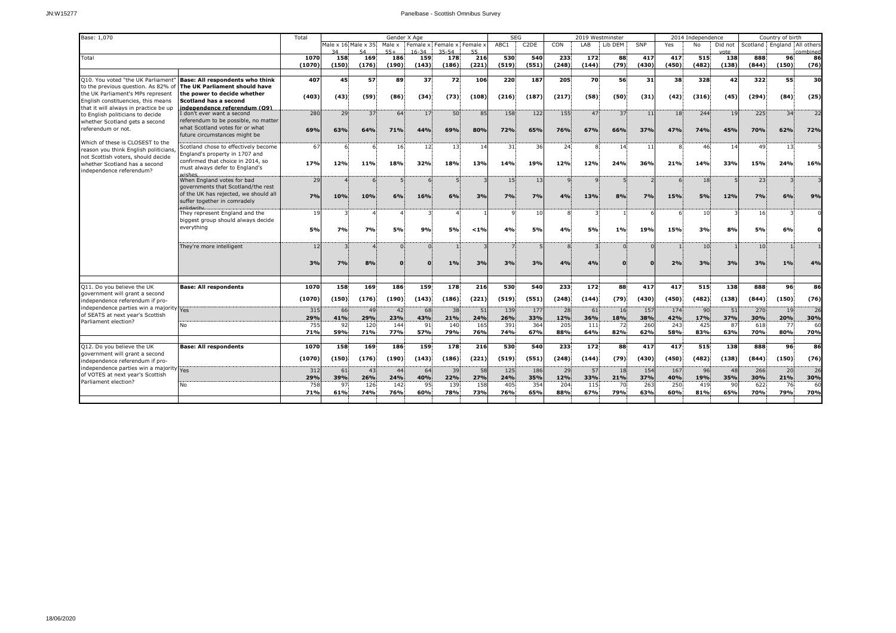| Base: 1,070 | | Total | Gender X Age | | | | | | SEG | | 2019 Westminster | | | | 2014 Independence | | | Country of birth | | |
|---|---|---|---|---|---|---|---|---|---|---|---|---|---|---|---|---|---|---|---|---|
| | | | Male x 16-34 | Male x 35-54 | Male x 55+ | Female x 16-34 | Female x 35-54 | Female x 55 | ABC1 | C2DE | CON | LAB | Lib DEM | SNP | Yes | No | Did not vote | Scotland | England | All others combined |
| Total | | 1070 | 158 | 169 | 186 | 159 | 178 | 216 | 530 | 540 | 233 | 172 | 88 | 417 | 417 | 515 | 138 | 888 | 96 | 86 |
| | | (1070) | (150) | (176) | (190) | (143) | (186) | (221) | (519) | (551) | (248) | (144) | (79) | (430) | (450) | (482) | (138) | (844) | (150) | (76) |
| Q10. You voted "the UK Parliament" to the previous question. As 82% of the UK Parliament's MPs represent English constituencies, this means that it will always in practice be up to English politicians to decide whether Scotland gets a second referendum or not. Which of these is CLOSEST to the reason you think English politicians, not Scottish voters, should decide whether Scotland has a second independence referendum? | **Base: All respondents who think The UK Parliament should have the power to decide whether Scotland has a second independence referendum (Q9)** | 407 | 45 | 57 | 89 | 37 | 72 | 106 | 220 | 187 | 205 | 70 | 56 | 31 | 38 | 328 | 42 | 322 | 55 | 30 |
| | | (403) | (43) | (59) | (86) | (34) | (73) | (108) | (216) | (187) | (217) | (58) | (50) | (31) | (42) | (316) | (45) | (294) | (84) | (25) |
| | I don't ever want a second referendum to be possible, no matter what Scotland votes for or what future circumstances might be | 280 | 29 | 37 | 64 | 17 | 50 | 85 | 158 | 122 | 155 | 47 | 37 | 11 | 18 | 244 | 19 | 225 | 34 | 22 |
| | | 69% | 63% | 64% | 71% | 44% | 69% | 80% | 72% | 65% | 76% | 67% | 66% | 37% | 47% | 74% | 45% | 70% | 62% | 72% |
| | Scotland chose to effectively become England's property in 1707 and confirmed that choice in 2014, so must always defer to England's wishes | 67 | 6 | 6 | 16 | 12 | 13 | 14 | 31 | 36 | 24 | 8 | 14 | 11 | 8 | 46 | 14 | 49 | 13 | 5 |
| | | 17% | 12% | 11% | 18% | 32% | 18% | 13% | 14% | 19% | 12% | 12% | 24% | 36% | 21% | 14% | 33% | 15% | 24% | 16% |
| | When England votes for bad governments that Scotland/the rest of the UK has rejected, we should all suffer together in comradely solidarity | 29 | 4 | 6 | 5 | 6 | 5 | 3 | 15 | 13 | 9 | 9 | 5 | 2 | 6 | 18 | 5 | 23 | 3 | 3 |
| | | 7% | 10% | 10% | 6% | 16% | 6% | 3% | 7% | 7% | 4% | 13% | 8% | 7% | 15% | 5% | 12% | 7% | 6% | 9% |
| | They represent England and the biggest group should always decide everything | 19 | 3 | 4 | 4 | 3 | 4 | 1 | 9 | 10 | 8 | 3 | 1 | 6 | 6 | 10 | 3 | 16 | 3 | 0 |
| | | 5% | 7% | 7% | 5% | 9% | 5% | <1% | 4% | 5% | 4% | 5% | 1% | 19% | 15% | 3% | 8% | 5% | 6% | 0 |
| | They're more intelligent | 12 | 3 | 4 | 0 | 0 | 1 | 3 | 7 | 5 | 8 | 3 | 0 | 0 | 1 | 10 | 1 | 10 | 1 | 1 |
| | | 3% | 7% | 8% | 0 | 0 | 1% | 3% | 3% | 3% | 4% | 4% | 0 | 0 | 2% | 3% | 3% | 3% | 1% | 4% |
| Q11. Do you believe the UK government will grant a second independence referendum if pro-independence parties win a majority of SEATS at next year's Scottish Parliament election? | **Base: All respondents** | 1070 | 158 | 169 | 186 | 159 | 178 | 216 | 530 | 540 | 233 | 172 | 88 | 417 | 417 | 515 | 138 | 888 | 96 | 86 |
| | | (1070) | (150) | (176) | (190) | (143) | (186) | (221) | (519) | (551) | (248) | (144) | (79) | (430) | (450) | (482) | (138) | (844) | (150) | (76) |
| | Yes | 315 | 66 | 49 | 42 | 68 | 38 | 51 | 139 | 177 | 28 | 61 | 16 | 157 | 174 | 90 | 51 | 270 | 19 | 26 |
| | | 29% | 41% | 29% | 23% | 43% | 21% | 24% | 26% | 33% | 12% | 36% | 18% | 38% | 42% | 17% | 37% | 30% | 20% | 30% |
| | No | 755 | 92 | 120 | 144 | 91 | 140 | 165 | 391 | 364 | 205 | 111 | 72 | 260 | 243 | 425 | 87 | 618 | 77 | 60 |
| | | 71% | 59% | 71% | 77% | 57% | 79% | 76% | 74% | 67% | 88% | 64% | 82% | 62% | 58% | 83% | 63% | 70% | 80% | 70% |
| Q12. Do you believe the UK government will grant a second independence referendum if pro-independence parties win a majority of VOTES at next year's Scottish Parliament election? | **Base: All respondents** | 1070 | 158 | 169 | 186 | 159 | 178 | 216 | 530 | 540 | 233 | 172 | 88 | 417 | 417 | 515 | 138 | 888 | 96 | 86 |
| | | (1070) | (150) | (176) | (190) | (143) | (186) | (221) | (519) | (551) | (248) | (144) | (79) | (430) | (450) | (482) | (138) | (844) | (150) | (76) |
| | Yes | 312 | 61 | 43 | 44 | 64 | 39 | 58 | 125 | 186 | 29 | 57 | 18 | 154 | 167 | 96 | 48 | 266 | 20 | 26 |
| | | 29% | 39% | 26% | 24% | 40% | 22% | 27% | 24% | 35% | 12% | 33% | 21% | 37% | 40% | 19% | 35% | 30% | 21% | 30% |
| | No | 758 | 97 | 126 | 142 | 95 | 139 | 158 | 405 | 354 | 204 | 115 | 70 | 263 | 250 | 419 | 90 | 622 | 76 | 60 |
| | | 71% | 61% | 74% | 76% | 60% | 78% | 73% | 76% | 65% | 88% | 67% | 79% | 63% | 60% | 81% | 65% | 70% | 79% | 70% |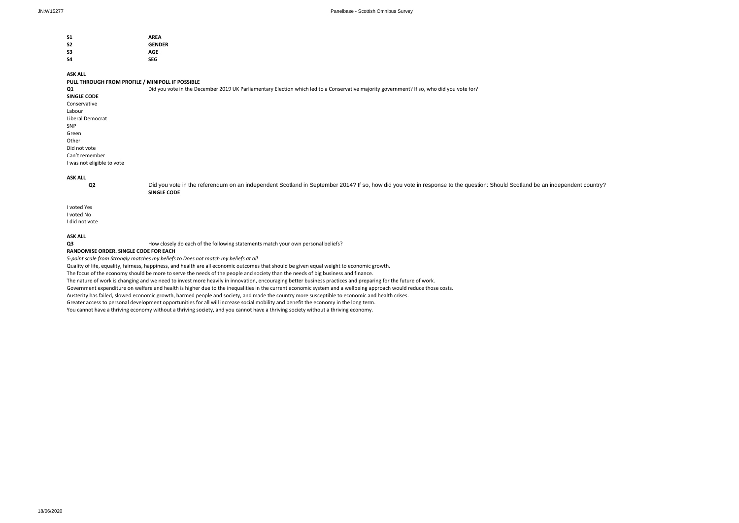| | |
|---|---|
| **S1** | **AREA** |
| **S2** | **GENDER** |
| **S3** | **AGE** |
| **S4** | **SEG** |

**ASK ALL**

**PULL THROUGH FROM PROFILE / MINIPOLL IF POSSIBLE**

**Q1** Did you vote in the December 2019 UK Parliamentary Election which led to a Conservative majority government? If so, who did you vote for?

**SINGLE CODE**

Conservative
Labour
Liberal Democrat
SNP
Green
Other
Did not vote
Can't remember
I was not eligible to vote

**ASK ALL**

**Q2** Did you vote in the referendum on an independent Scotland in September 2014? If so, how did you vote in response to the question: Should Scotland be an independent country?

**SINGLE CODE**

I voted Yes
I voted No
I did not vote

**ASK ALL**

**Q3** How closely do each of the following statements match your own personal beliefs?

**RANDOMISE ORDER. SINGLE CODE FOR EACH**

*5-point scale from Strongly matches my beliefs to Does not match my beliefs at all*

Quality of life, equality, fairness, happiness, and health are all economic outcomes that should be given equal weight to economic growth.
The focus of the economy should be more to serve the needs of the people and society than the needs of big business and finance.
The nature of work is changing and we need to invest more heavily in innovation, encouraging better business practices and preparing for the future of work.
Government expenditure on welfare and health is higher due to the inequalities in the current economic system and a wellbeing approach would reduce those costs.
Austerity has failed, slowed economic growth, harmed people and society, and made the country more susceptible to economic and health crises.
Greater access to personal development opportunities for all will increase social mobility and benefit the economy in the long term.
You cannot have a thriving economy without a thriving society, and you cannot have a thriving society without a thriving economy.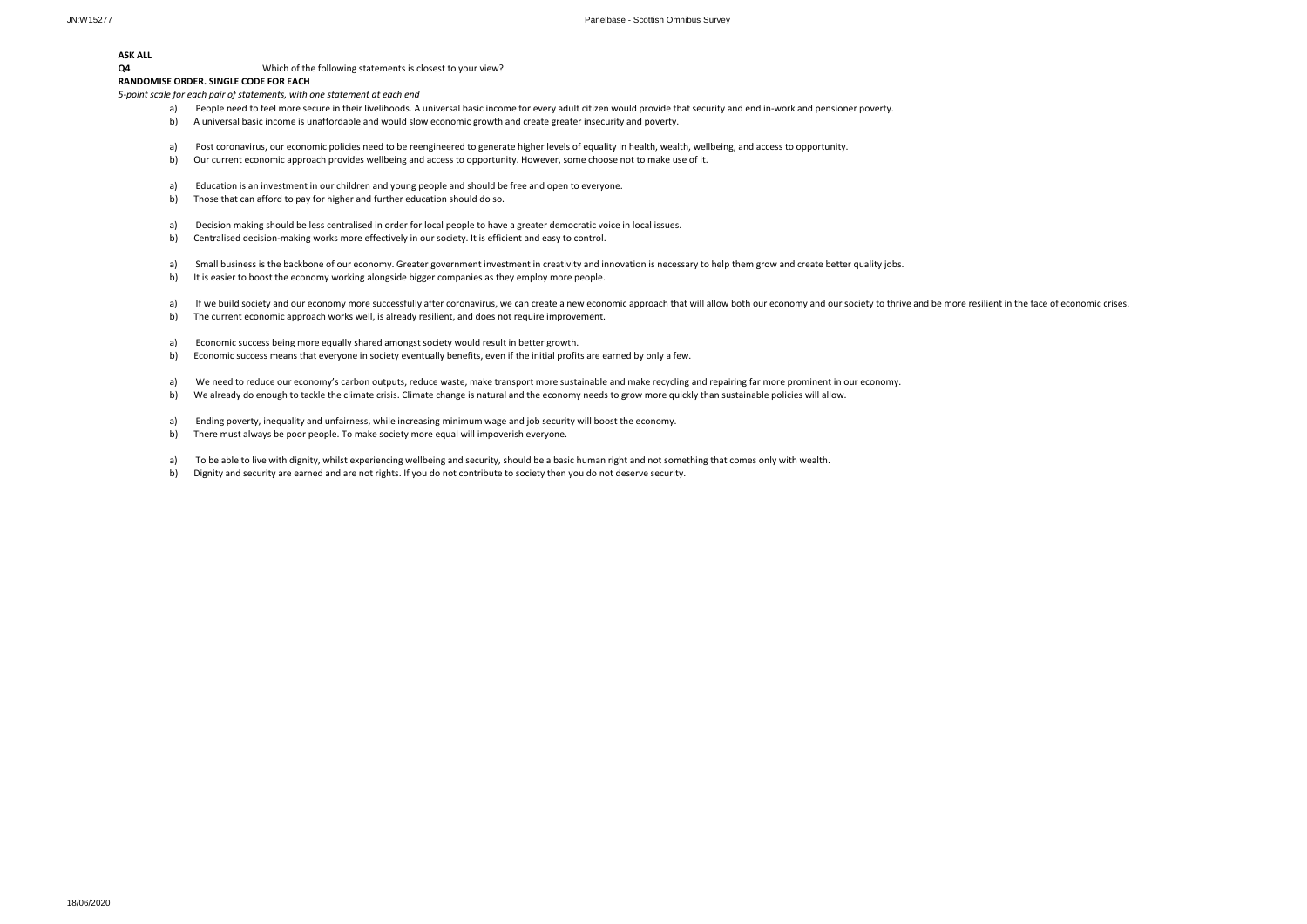**ASK ALL**

**Q4** Which of the following statements is closest to your view?

**RANDOMISE ORDER. SINGLE CODE FOR EACH**

*5-point scale for each pair of statements, with one statement at each end*

a) People need to feel more secure in their livelihoods. A universal basic income for every adult citizen would provide that security and end in-work and pensioner poverty.
b) A universal basic income is unaffordable and would slow economic growth and create greater insecurity and poverty.

a) Post coronavirus, our economic policies need to be reengineered to generate higher levels of equality in health, wealth, wellbeing, and access to opportunity.
b) Our current economic approach provides wellbeing and access to opportunity. However, some choose not to make use of it.

a) Education is an investment in our children and young people and should be free and open to everyone.
b) Those that can afford to pay for higher and further education should do so.

a) Decision making should be less centralised in order for local people to have a greater democratic voice in local issues.
b) Centralised decision-making works more effectively in our society. It is efficient and easy to control.

a) Small business is the backbone of our economy. Greater government investment in creativity and innovation is necessary to help them grow and create better quality jobs.
b) It is easier to boost the economy working alongside bigger companies as they employ more people.

a) If we build society and our economy more successfully after coronavirus, we can create a new economic approach that will allow both our economy and our society to thrive and be more resilient in the face of economic crises.
b) The current economic approach works well, is already resilient, and does not require improvement.

a) Economic success being more equally shared amongst society would result in better growth.
b) Economic success means that everyone in society eventually benefits, even if the initial profits are earned by only a few.

a) We need to reduce our economy's carbon outputs, reduce waste, make transport more sustainable and make recycling and repairing far more prominent in our economy.
b) We already do enough to tackle the climate crisis. Climate change is natural and the economy needs to grow more quickly than sustainable policies will allow.

a) Ending poverty, inequality and unfairness, while increasing minimum wage and job security will boost the economy.
b) There must always be poor people. To make society more equal will impoverish everyone.

a) To be able to live with dignity, whilst experiencing wellbeing and security, should be a basic human right and not something that comes only with wealth.
b) Dignity and security are earned and are not rights. If you do not contribute to society then you do not deserve security.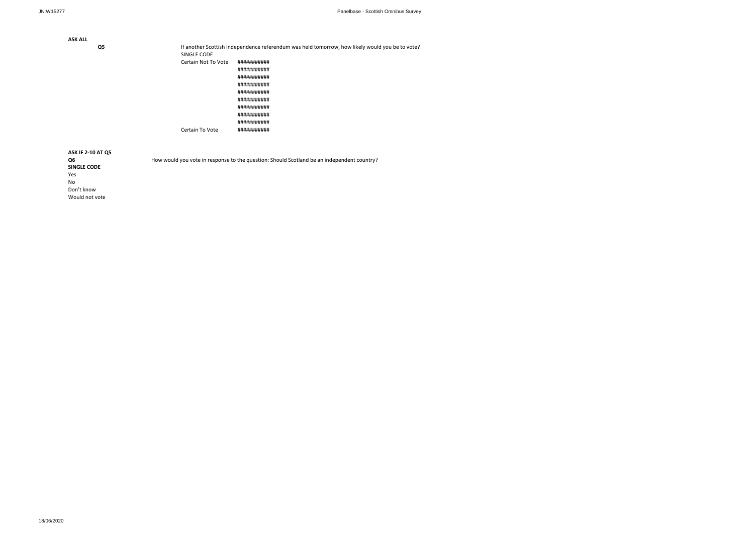**ASK ALL**

**Q5** If another Scottish independence referendum was held tomorrow, how likely would you be to vote?

SINGLE CODE

| | |
|---|---|
| Certain Not To Vote | ########### |
| | ########### |
| | ########### |
| | ########### |
| | ########### |
| | ########### |
| | ########### |
| | ########### |
| | ########### |
| Certain To Vote | ########### |

**ASK IF 2-10 AT Q5**

**Q6** How would you vote in response to the question: Should Scotland be an independent country?

**SINGLE CODE**

Yes
No
Don't know
Would not vote